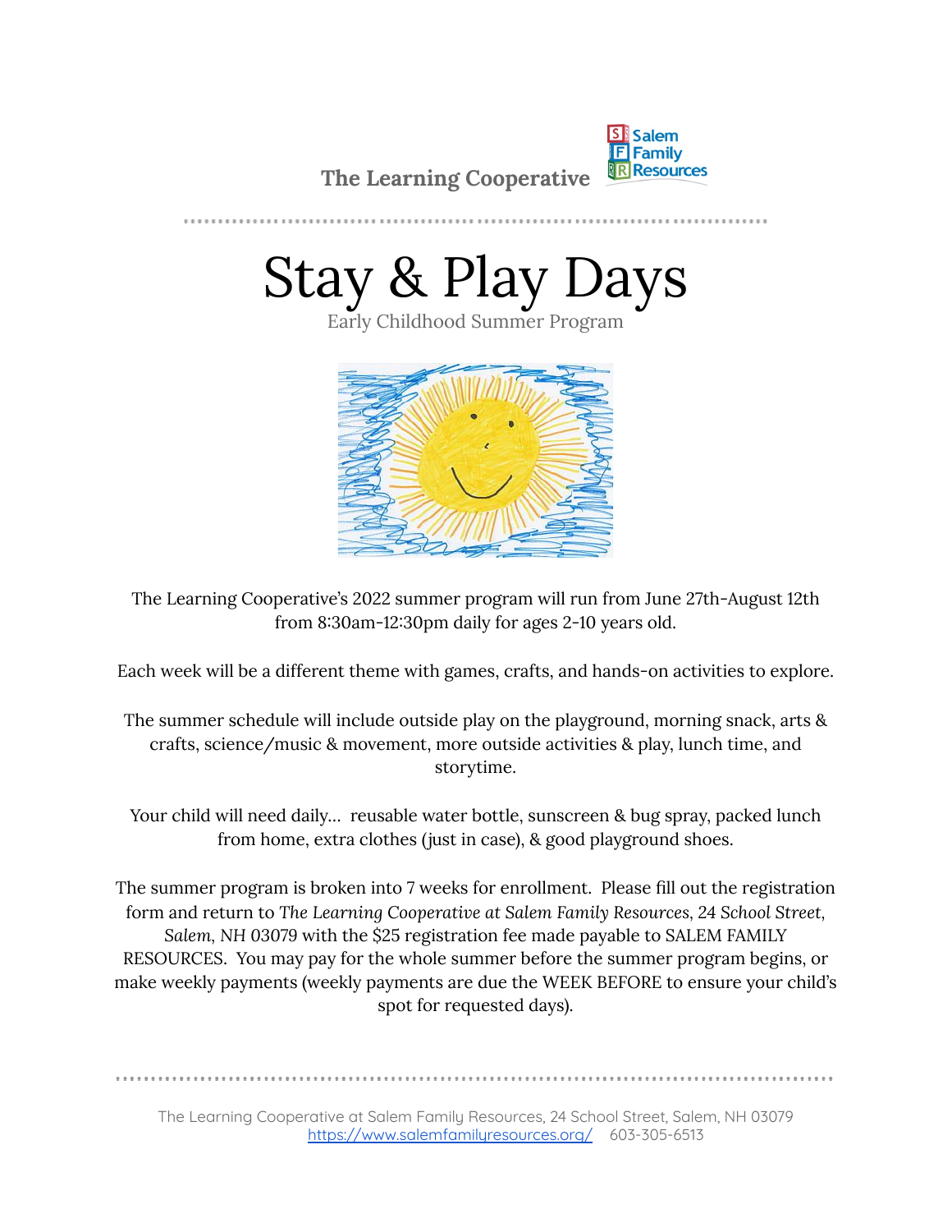**The Learning Cooperative** Salem Family Resources

# Stay & Play Days

Early Childhood Summer Program

The Learning Cooperative's 2022 summer program will run from June 27th-August 12th from 8:30am-12:30pm daily for ages 2-10 years old.

Each week will be a different theme with games, crafts, and hands-on activities to explore.

The summer schedule will include outside play on the playground, morning snack, arts & crafts, science/music & movement, more outside activities & play, lunch time, and storytime.

Your child will need daily... reusable water bottle, sunscreen & bug spray, packed lunch from home, extra clothes (just in case), & good playground shoes.

The summer program is broken into 7 weeks for enrollment. Please fill out the registration form and return to *The Learning Cooperative at Salem Family Resources, 24 School Street, Salem, NH 03079* with the $25 registration fee made payable to SALEM FAMILY RESOURCES. You may pay for the whole summer before the summer program begins, or make weekly payments (weekly payments are due the WEEK BEFORE to ensure your child's spot for requested days).

The Learning Cooperative at Salem Family Resources, 24 School Street, Salem, NH 03079
[https://www.salemfamilyresources.org/](https://www.salemfamilyresources.org/) 603-305-6513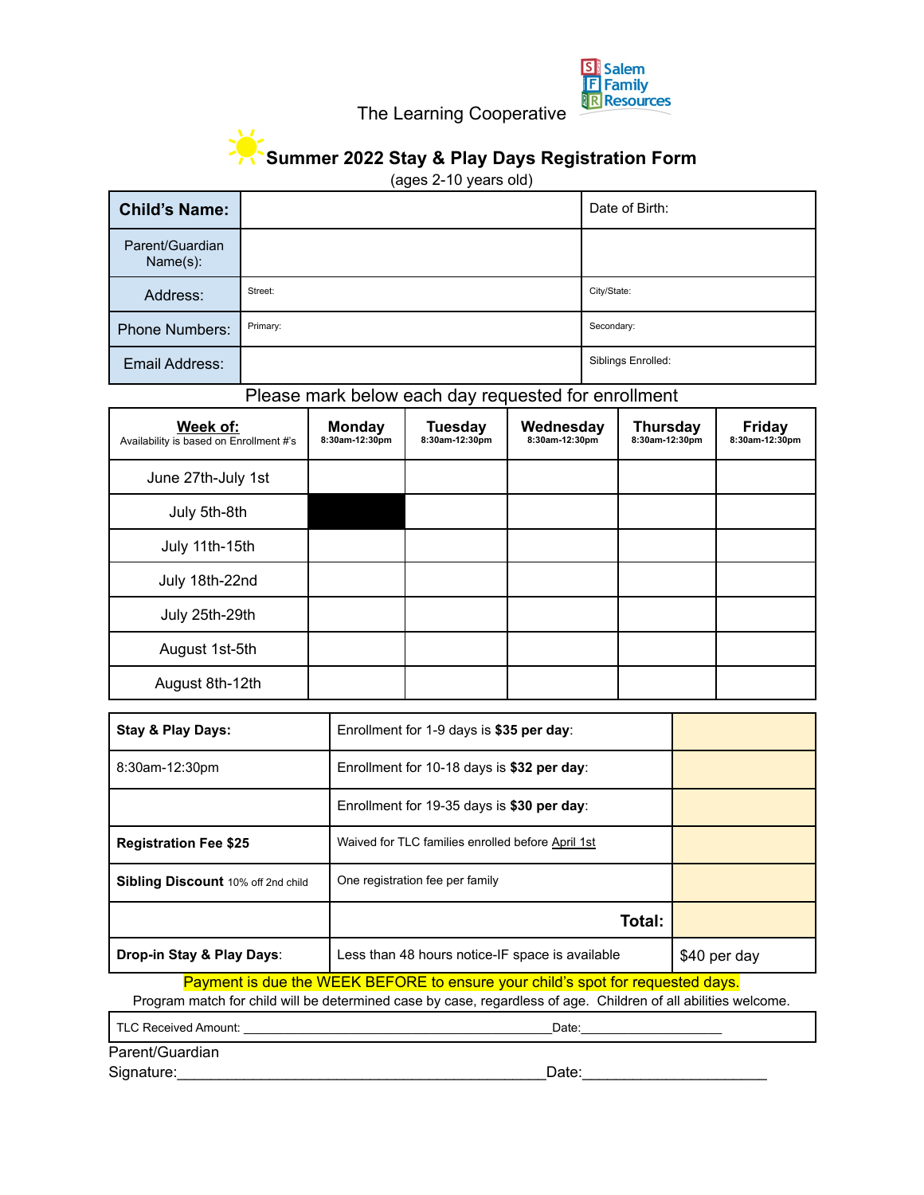Salem Family Resources

The Learning Cooperative

# Summer 2022 Stay & Play Days Registration Form

(ages 2-10 years old)

| | | | |
|---|---|---|---|
| **Child's Name:** | | Date of Birth: | |
| Parent/Guardian Name(s): | | | |
| Address: | Street: | City/State: | |
| Phone Numbers: | Primary: | Secondary: | |
| Email Address: | | Siblings Enrolled: | |

Please mark below each day requested for enrollment

| **Week of:** Availability is based on Enrollment #'s | **Monday** 8:30am-12:30pm | **Tuesday** 8:30am-12:30pm | **Wednesday** 8:30am-12:30pm | **Thursday** 8:30am-12:30pm | **Friday** 8:30am-12:30pm |
|---|---|---|---|---|---|
| June 27th-July 1st | | | | | |
| July 5th-8th | | | | | |
| July 11th-15th | | | | | |
| July 18th-22nd | | | | | |
| July 25th-29th | | | | | |
| August 1st-5th | | | | | |
| August 8th-12th | | | | | |

| | | |
|---|---|---|
| **Stay & Play Days:** | Enrollment for 1-9 days is **$35 per day**: | |
| 8:30am-12:30pm | Enrollment for 10-18 days is **$32 per day**: | |
| | Enrollment for 19-35 days is **$30 per day**: | |
| **Registration Fee $25** | Waived for TLC families enrolled before April 1st | |
| **Sibling Discount** 10% off 2nd child | One registration fee per family | |
| | **Total:** | |
| **Drop-in Stay & Play Days**: | Less than 48 hours notice-IF space is available | $40 per day |

Payment is due the WEEK BEFORE to ensure your child's spot for requested days.

Program match for child will be determined case by case, regardless of age. Children of all abilities welcome.

TLC Received Amount: ____________________________________________ Date: ____________________

Parent/Guardian Signature: ____________________________________________ Date: ____________________